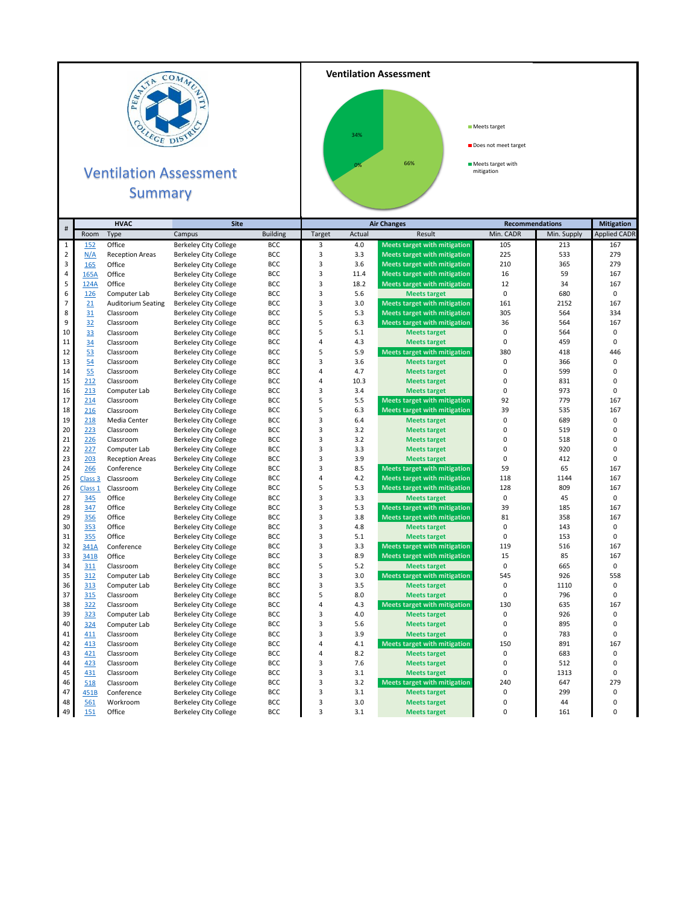# Ventilation Assessment Summary

## Ventilation Assessment

- Meets target: 66%
- Does not meet target: 0%
- Meets target with mitigation: 34%

| # | HVAC | | Site | | Air Changes | | | Recommendations | | Mitigation |
|---|---|---|---|---|---|---|---|---|---|---|
| | Room | Type | Campus | Building | Target | Actual | Result | Min. CADR | Min. Supply | Applied CADR |
| 1 | 152 | Office | Berkeley City College | BCC | 3 | 4.0 | Meets target with mitigation | 105 | 213 | 167 |
| 2 | N/A | Reception Areas | Berkeley City College | BCC | 3 | 3.3 | Meets target with mitigation | 225 | 533 | 279 |
| 3 | 165 | Office | Berkeley City College | BCC | 3 | 3.6 | Meets target with mitigation | 210 | 365 | 279 |
| 4 | 165A | Office | Berkeley City College | BCC | 3 | 11.4 | Meets target with mitigation | 16 | 59 | 167 |
| 5 | 124A | Office | Berkeley City College | BCC | 3 | 18.2 | Meets target with mitigation | 12 | 34 | 167 |
| 6 | 126 | Computer Lab | Berkeley City College | BCC | 3 | 5.6 | Meets target | 0 | 680 | 0 |
| 7 | 21 | Auditorium Seating | Berkeley City College | BCC | 3 | 3.0 | Meets target with mitigation | 161 | 2152 | 167 |
| 8 | 31 | Classroom | Berkeley City College | BCC | 5 | 5.3 | Meets target with mitigation | 305 | 564 | 334 |
| 9 | 32 | Classroom | Berkeley City College | BCC | 5 | 6.3 | Meets target with mitigation | 36 | 564 | 167 |
| 10 | 33 | Classroom | Berkeley City College | BCC | 5 | 5.1 | Meets target | 0 | 564 | 0 |
| 11 | 34 | Classroom | Berkeley City College | BCC | 4 | 4.3 | Meets target | 0 | 459 | 0 |
| 12 | 53 | Classroom | Berkeley City College | BCC | 5 | 5.9 | Meets target with mitigation | 380 | 418 | 446 |
| 13 | 54 | Classroom | Berkeley City College | BCC | 3 | 3.6 | Meets target | 0 | 366 | 0 |
| 14 | 55 | Classroom | Berkeley City College | BCC | 4 | 4.7 | Meets target | 0 | 599 | 0 |
| 15 | 212 | Classroom | Berkeley City College | BCC | 4 | 10.3 | Meets target | 0 | 831 | 0 |
| 16 | 213 | Computer Lab | Berkeley City College | BCC | 3 | 3.4 | Meets target | 0 | 973 | 0 |
| 17 | 214 | Classroom | Berkeley City College | BCC | 5 | 5.5 | Meets target with mitigation | 92 | 779 | 167 |
| 18 | 216 | Classroom | Berkeley City College | BCC | 5 | 6.3 | Meets target with mitigation | 39 | 535 | 167 |
| 19 | 218 | Media Center | Berkeley City College | BCC | 3 | 6.4 | Meets target | 0 | 689 | 0 |
| 20 | 223 | Classroom | Berkeley City College | BCC | 3 | 3.2 | Meets target | 0 | 519 | 0 |
| 21 | 226 | Classroom | Berkeley City College | BCC | 3 | 3.2 | Meets target | 0 | 518 | 0 |
| 22 | 227 | Computer Lab | Berkeley City College | BCC | 3 | 3.3 | Meets target | 0 | 920 | 0 |
| 23 | 203 | Reception Areas | Berkeley City College | BCC | 3 | 3.9 | Meets target | 0 | 412 | 0 |
| 24 | 266 | Conference | Berkeley City College | BCC | 3 | 8.5 | Meets target with mitigation | 59 | 65 | 167 |
| 25 | Class 3 | Classroom | Berkeley City College | BCC | 4 | 4.2 | Meets target with mitigation | 118 | 1144 | 167 |
| 26 | Class 1 | Classroom | Berkeley City College | BCC | 5 | 5.3 | Meets target with mitigation | 128 | 809 | 167 |
| 27 | 345 | Office | Berkeley City College | BCC | 3 | 3.3 | Meets target | 0 | 45 | 0 |
| 28 | 347 | Office | Berkeley City College | BCC | 3 | 5.3 | Meets target with mitigation | 39 | 185 | 167 |
| 29 | 356 | Office | Berkeley City College | BCC | 3 | 3.8 | Meets target with mitigation | 81 | 358 | 167 |
| 30 | 353 | Office | Berkeley City College | BCC | 3 | 4.8 | Meets target | 0 | 143 | 0 |
| 31 | 355 | Office | Berkeley City College | BCC | 3 | 5.1 | Meets target | 0 | 153 | 0 |
| 32 | 341A | Conference | Berkeley City College | BCC | 3 | 3.3 | Meets target with mitigation | 119 | 516 | 167 |
| 33 | 341B | Office | Berkeley City College | BCC | 3 | 8.9 | Meets target with mitigation | 15 | 85 | 167 |
| 34 | 311 | Classroom | Berkeley City College | BCC | 5 | 5.2 | Meets target | 0 | 665 | 0 |
| 35 | 312 | Computer Lab | Berkeley City College | BCC | 3 | 3.0 | Meets target with mitigation | 545 | 926 | 558 |
| 36 | 313 | Computer Lab | Berkeley City College | BCC | 3 | 3.5 | Meets target | 0 | 1110 | 0 |
| 37 | 315 | Classroom | Berkeley City College | BCC | 5 | 8.0 | Meets target | 0 | 796 | 0 |
| 38 | 322 | Classroom | Berkeley City College | BCC | 4 | 4.3 | Meets target with mitigation | 130 | 635 | 167 |
| 39 | 323 | Computer Lab | Berkeley City College | BCC | 3 | 4.0 | Meets target | 0 | 926 | 0 |
| 40 | 324 | Computer Lab | Berkeley City College | BCC | 3 | 5.6 | Meets target | 0 | 895 | 0 |
| 41 | 411 | Classroom | Berkeley City College | BCC | 3 | 3.9 | Meets target | 0 | 783 | 0 |
| 42 | 413 | Classroom | Berkeley City College | BCC | 4 | 4.1 | Meets target with mitigation | 150 | 891 | 167 |
| 43 | 421 | Classroom | Berkeley City College | BCC | 4 | 8.2 | Meets target | 0 | 683 | 0 |
| 44 | 423 | Classroom | Berkeley City College | BCC | 3 | 7.6 | Meets target | 0 | 512 | 0 |
| 45 | 431 | Classroom | Berkeley City College | BCC | 3 | 3.1 | Meets target | 0 | 1313 | 0 |
| 46 | 518 | Classroom | Berkeley City College | BCC | 3 | 3.2 | Meets target with mitigation | 240 | 647 | 279 |
| 47 | 451B | Conference | Berkeley City College | BCC | 3 | 3.1 | Meets target | 0 | 299 | 0 |
| 48 | 561 | Workroom | Berkeley City College | BCC | 3 | 3.0 | Meets target | 0 | 44 | 0 |
| 49 | 151 | Office | Berkeley City College | BCC | 3 | 3.1 | Meets target | 0 | 161 | 0 |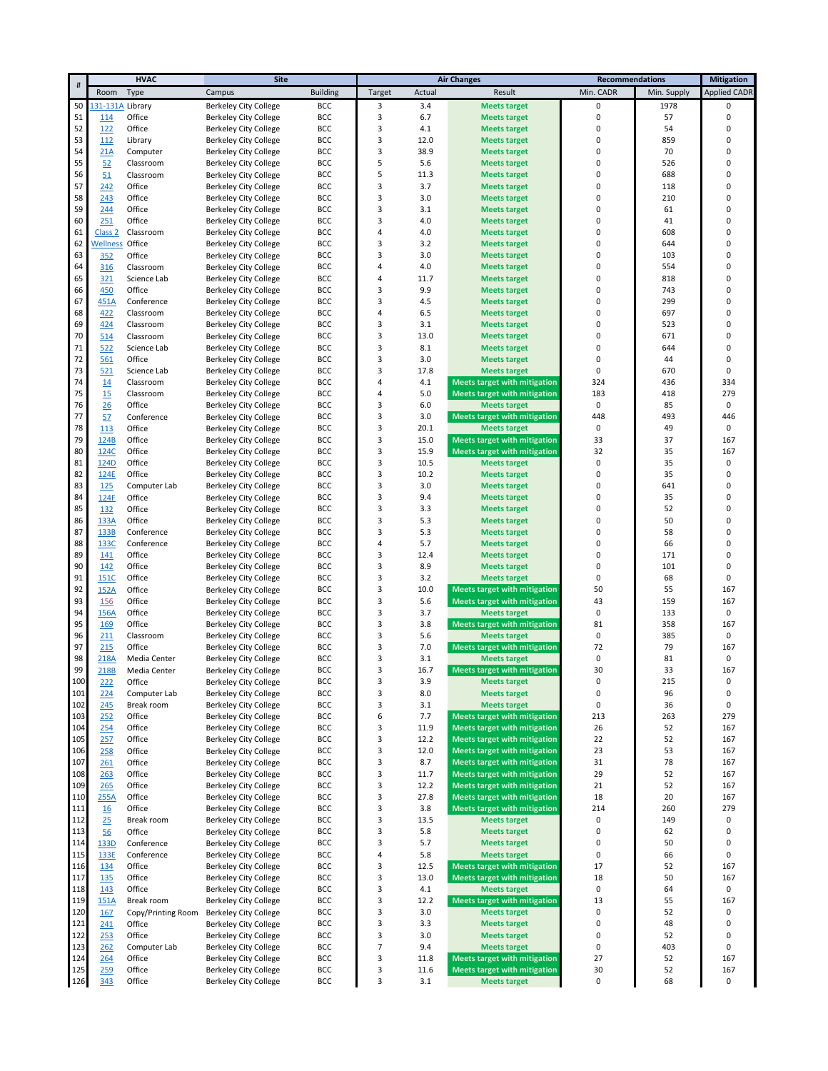| # | HVAC | | Site | | Air Changes | | | Recommendations | | Mitigation |
|---|---|---|---|---|---|---|---|---|---|---|
| | Room | Type | Campus | Building | Target | Actual | Result | Min. CADR | Min. Supply | Applied CADR |
| 50 | 131-131A | Library | Berkeley City College | BCC | 3 | 3.4 | Meets target | 0 | 1978 | 0 |
| 51 | 114 | Office | Berkeley City College | BCC | 3 | 6.7 | Meets target | 0 | 57 | 0 |
| 52 | 122 | Office | Berkeley City College | BCC | 3 | 4.1 | Meets target | 0 | 54 | 0 |
| 53 | 112 | Library | Berkeley City College | BCC | 3 | 12.0 | Meets target | 0 | 859 | 0 |
| 54 | 21A | Computer | Berkeley City College | BCC | 3 | 38.9 | Meets target | 0 | 70 | 0 |
| 55 | 52 | Classroom | Berkeley City College | BCC | 5 | 5.6 | Meets target | 0 | 526 | 0 |
| 56 | 51 | Classroom | Berkeley City College | BCC | 5 | 11.3 | Meets target | 0 | 688 | 0 |
| 57 | 242 | Office | Berkeley City College | BCC | 3 | 3.7 | Meets target | 0 | 118 | 0 |
| 58 | 243 | Office | Berkeley City College | BCC | 3 | 3.0 | Meets target | 0 | 210 | 0 |
| 59 | 244 | Office | Berkeley City College | BCC | 3 | 3.1 | Meets target | 0 | 61 | 0 |
| 60 | 251 | Office | Berkeley City College | BCC | 3 | 4.0 | Meets target | 0 | 41 | 0 |
| 61 | Class 2 | Classroom | Berkeley City College | BCC | 4 | 4.0 | Meets target | 0 | 608 | 0 |
| 62 | Wellness | Office | Berkeley City College | BCC | 3 | 3.2 | Meets target | 0 | 644 | 0 |
| 63 | 352 | Office | Berkeley City College | BCC | 3 | 3.0 | Meets target | 0 | 103 | 0 |
| 64 | 316 | Classroom | Berkeley City College | BCC | 4 | 4.0 | Meets target | 0 | 554 | 0 |
| 65 | 321 | Science Lab | Berkeley City College | BCC | 4 | 11.7 | Meets target | 0 | 818 | 0 |
| 66 | 450 | Office | Berkeley City College | BCC | 3 | 9.9 | Meets target | 0 | 743 | 0 |
| 67 | 451A | Conference | Berkeley City College | BCC | 3 | 4.5 | Meets target | 0 | 299 | 0 |
| 68 | 422 | Classroom | Berkeley City College | BCC | 4 | 6.5 | Meets target | 0 | 697 | 0 |
| 69 | 424 | Classroom | Berkeley City College | BCC | 3 | 3.1 | Meets target | 0 | 523 | 0 |
| 70 | 514 | Classroom | Berkeley City College | BCC | 3 | 13.0 | Meets target | 0 | 671 | 0 |
| 71 | 522 | Science Lab | Berkeley City College | BCC | 3 | 8.1 | Meets target | 0 | 644 | 0 |
| 72 | 561 | Office | Berkeley City College | BCC | 3 | 3.0 | Meets target | 0 | 44 | 0 |
| 73 | 521 | Science Lab | Berkeley City College | BCC | 3 | 17.8 | Meets target | 0 | 670 | 0 |
| 74 | 14 | Classroom | Berkeley City College | BCC | 4 | 4.1 | Meets target with mitigation | 324 | 436 | 334 |
| 75 | 15 | Classroom | Berkeley City College | BCC | 4 | 5.0 | Meets target with mitigation | 183 | 418 | 279 |
| 76 | 26 | Office | Berkeley City College | BCC | 3 | 6.0 | Meets target | 0 | 85 | 0 |
| 77 | 57 | Conference | Berkeley City College | BCC | 3 | 3.0 | Meets target with mitigation | 448 | 493 | 446 |
| 78 | 113 | Office | Berkeley City College | BCC | 3 | 20.1 | Meets target | 0 | 49 | 0 |
| 79 | 124B | Office | Berkeley City College | BCC | 3 | 15.0 | Meets target with mitigation | 33 | 37 | 167 |
| 80 | 124C | Office | Berkeley City College | BCC | 3 | 15.9 | Meets target with mitigation | 32 | 35 | 167 |
| 81 | 124D | Office | Berkeley City College | BCC | 3 | 10.5 | Meets target | 0 | 35 | 0 |
| 82 | 124E | Office | Berkeley City College | BCC | 3 | 10.2 | Meets target | 0 | 35 | 0 |
| 83 | 125 | Computer Lab | Berkeley City College | BCC | 3 | 3.0 | Meets target | 0 | 641 | 0 |
| 84 | 124F | Office | Berkeley City College | BCC | 3 | 9.4 | Meets target | 0 | 35 | 0 |
| 85 | 132 | Office | Berkeley City College | BCC | 3 | 3.3 | Meets target | 0 | 52 | 0 |
| 86 | 133A | Office | Berkeley City College | BCC | 3 | 5.3 | Meets target | 0 | 50 | 0 |
| 87 | 133B | Conference | Berkeley City College | BCC | 3 | 5.3 | Meets target | 0 | 58 | 0 |
| 88 | 133C | Conference | Berkeley City College | BCC | 4 | 5.7 | Meets target | 0 | 66 | 0 |
| 89 | 141 | Office | Berkeley City College | BCC | 3 | 12.4 | Meets target | 0 | 171 | 0 |
| 90 | 142 | Office | Berkeley City College | BCC | 3 | 8.9 | Meets target | 0 | 101 | 0 |
| 91 | 151C | Office | Berkeley City College | BCC | 3 | 3.2 | Meets target | 0 | 68 | 0 |
| 92 | 152A | Office | Berkeley City College | BCC | 3 | 10.0 | Meets target with mitigation | 50 | 55 | 167 |
| 93 | 156 | Office | Berkeley City College | BCC | 3 | 5.6 | Meets target with mitigation | 43 | 159 | 167 |
| 94 | 156A | Office | Berkeley City College | BCC | 3 | 3.7 | Meets target | 0 | 133 | 0 |
| 95 | 169 | Office | Berkeley City College | BCC | 3 | 3.8 | Meets target with mitigation | 81 | 358 | 167 |
| 96 | 211 | Classroom | Berkeley City College | BCC | 3 | 5.6 | Meets target | 0 | 385 | 0 |
| 97 | 215 | Office | Berkeley City College | BCC | 3 | 7.0 | Meets target with mitigation | 72 | 79 | 167 |
| 98 | 218A | Media Center | Berkeley City College | BCC | 3 | 3.1 | Meets target | 0 | 81 | 0 |
| 99 | 218B | Media Center | Berkeley City College | BCC | 3 | 16.7 | Meets target with mitigation | 30 | 33 | 167 |
| 100 | 222 | Office | Berkeley City College | BCC | 3 | 3.9 | Meets target | 0 | 215 | 0 |
| 101 | 224 | Computer Lab | Berkeley City College | BCC | 3 | 8.0 | Meets target | 0 | 96 | 0 |
| 102 | 245 | Break room | Berkeley City College | BCC | 3 | 3.1 | Meets target | 0 | 36 | 0 |
| 103 | 252 | Office | Berkeley City College | BCC | 6 | 7.7 | Meets target with mitigation | 213 | 263 | 279 |
| 104 | 254 | Office | Berkeley City College | BCC | 3 | 11.9 | Meets target with mitigation | 26 | 52 | 167 |
| 105 | 257 | Office | Berkeley City College | BCC | 3 | 12.2 | Meets target with mitigation | 22 | 52 | 167 |
| 106 | 258 | Office | Berkeley City College | BCC | 3 | 12.0 | Meets target with mitigation | 23 | 53 | 167 |
| 107 | 261 | Office | Berkeley City College | BCC | 3 | 8.7 | Meets target with mitigation | 31 | 78 | 167 |
| 108 | 263 | Office | Berkeley City College | BCC | 3 | 11.7 | Meets target with mitigation | 29 | 52 | 167 |
| 109 | 265 | Office | Berkeley City College | BCC | 3 | 12.2 | Meets target with mitigation | 21 | 52 | 167 |
| 110 | 255A | Office | Berkeley City College | BCC | 3 | 27.8 | Meets target with mitigation | 18 | 20 | 167 |
| 111 | 16 | Office | Berkeley City College | BCC | 3 | 3.8 | Meets target with mitigation | 214 | 260 | 279 |
| 112 | 25 | Break room | Berkeley City College | BCC | 3 | 13.5 | Meets target | 0 | 149 | 0 |
| 113 | 56 | Office | Berkeley City College | BCC | 3 | 5.8 | Meets target | 0 | 62 | 0 |
| 114 | 133D | Conference | Berkeley City College | BCC | 3 | 5.7 | Meets target | 0 | 50 | 0 |
| 115 | 133E | Conference | Berkeley City College | BCC | 4 | 5.8 | Meets target | 0 | 66 | 0 |
| 116 | 134 | Office | Berkeley City College | BCC | 3 | 12.5 | Meets target with mitigation | 17 | 52 | 167 |
| 117 | 135 | Office | Berkeley City College | BCC | 3 | 13.0 | Meets target with mitigation | 18 | 50 | 167 |
| 118 | 143 | Office | Berkeley City College | BCC | 3 | 4.1 | Meets target | 0 | 64 | 0 |
| 119 | 151A | Break room | Berkeley City College | BCC | 3 | 12.2 | Meets target with mitigation | 13 | 55 | 167 |
| 120 | 167 | Copy/Printing Room | Berkeley City College | BCC | 3 | 3.0 | Meets target | 0 | 52 | 0 |
| 121 | 241 | Office | Berkeley City College | BCC | 3 | 3.3 | Meets target | 0 | 48 | 0 |
| 122 | 253 | Office | Berkeley City College | BCC | 3 | 3.0 | Meets target | 0 | 52 | 0 |
| 123 | 262 | Computer Lab | Berkeley City College | BCC | 7 | 9.4 | Meets target | 0 | 403 | 0 |
| 124 | 264 | Office | Berkeley City College | BCC | 3 | 11.8 | Meets target with mitigation | 27 | 52 | 167 |
| 125 | 259 | Office | Berkeley City College | BCC | 3 | 11.6 | Meets target with mitigation | 30 | 52 | 167 |
| 126 | 343 | Office | Berkeley City College | BCC | 3 | 3.1 | Meets target | 0 | 68 | 0 |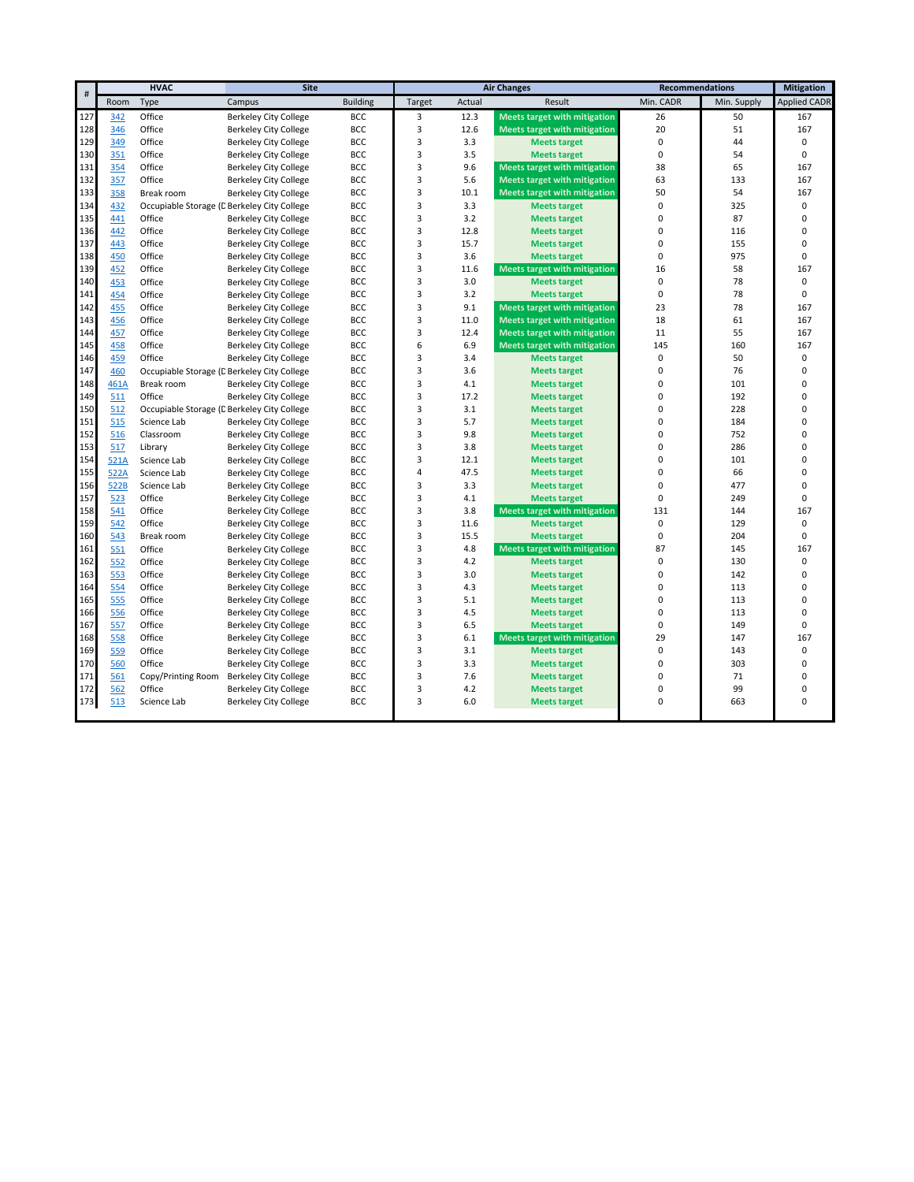| # | HVAC | | Site | | Air Changes | | | Recommendations | | Mitigation |
|---|---|---|---|---|---|---|---|---|---|---|
| | Room | Type | Campus | Building | Target | Actual | Result | Min. CADR | Min. Supply | Applied CADR |
| 127 | 342 | Office | Berkeley City College | BCC | 3 | 12.3 | Meets target with mitigation | 26 | 50 | 167 |
| 128 | 346 | Office | Berkeley City College | BCC | 3 | 12.6 | Meets target with mitigation | 20 | 51 | 167 |
| 129 | 349 | Office | Berkeley City College | BCC | 3 | 3.3 | Meets target | 0 | 44 | 0 |
| 130 | 351 | Office | Berkeley City College | BCC | 3 | 3.5 | Meets target | 0 | 54 | 0 |
| 131 | 354 | Office | Berkeley City College | BCC | 3 | 9.6 | Meets target with mitigation | 38 | 65 | 167 |
| 132 | 357 | Office | Berkeley City College | BCC | 3 | 5.6 | Meets target with mitigation | 63 | 133 | 167 |
| 133 | 358 | Break room | Berkeley City College | BCC | 3 | 10.1 | Meets target with mitigation | 50 | 54 | 167 |
| 134 | 432 | Occupiable Storage (D | Berkeley City College | BCC | 3 | 3.3 | Meets target | 0 | 325 | 0 |
| 135 | 441 | Office | Berkeley City College | BCC | 3 | 3.2 | Meets target | 0 | 87 | 0 |
| 136 | 442 | Office | Berkeley City College | BCC | 3 | 12.8 | Meets target | 0 | 116 | 0 |
| 137 | 443 | Office | Berkeley City College | BCC | 3 | 15.7 | Meets target | 0 | 155 | 0 |
| 138 | 450 | Office | Berkeley City College | BCC | 3 | 3.6 | Meets target | 0 | 975 | 0 |
| 139 | 452 | Office | Berkeley City College | BCC | 3 | 11.6 | Meets target with mitigation | 16 | 58 | 167 |
| 140 | 453 | Office | Berkeley City College | BCC | 3 | 3.0 | Meets target | 0 | 78 | 0 |
| 141 | 454 | Office | Berkeley City College | BCC | 3 | 3.2 | Meets target | 0 | 78 | 0 |
| 142 | 455 | Office | Berkeley City College | BCC | 3 | 9.1 | Meets target with mitigation | 23 | 78 | 167 |
| 143 | 456 | Office | Berkeley City College | BCC | 3 | 11.0 | Meets target with mitigation | 18 | 61 | 167 |
| 144 | 457 | Office | Berkeley City College | BCC | 3 | 12.4 | Meets target with mitigation | 11 | 55 | 167 |
| 145 | 458 | Office | Berkeley City College | BCC | 6 | 6.9 | Meets target with mitigation | 145 | 160 | 167 |
| 146 | 459 | Office | Berkeley City College | BCC | 3 | 3.4 | Meets target | 0 | 50 | 0 |
| 147 | 460 | Occupiable Storage (D | Berkeley City College | BCC | 3 | 3.6 | Meets target | 0 | 76 | 0 |
| 148 | 461A | Break room | Berkeley City College | BCC | 3 | 4.1 | Meets target | 0 | 101 | 0 |
| 149 | 511 | Office | Berkeley City College | BCC | 3 | 17.2 | Meets target | 0 | 192 | 0 |
| 150 | 512 | Occupiable Storage (D | Berkeley City College | BCC | 3 | 3.1 | Meets target | 0 | 228 | 0 |
| 151 | 515 | Science Lab | Berkeley City College | BCC | 3 | 5.7 | Meets target | 0 | 184 | 0 |
| 152 | 516 | Classroom | Berkeley City College | BCC | 3 | 9.8 | Meets target | 0 | 752 | 0 |
| 153 | 517 | Library | Berkeley City College | BCC | 3 | 3.8 | Meets target | 0 | 286 | 0 |
| 154 | 521A | Science Lab | Berkeley City College | BCC | 3 | 12.1 | Meets target | 0 | 101 | 0 |
| 155 | 522A | Science Lab | Berkeley City College | BCC | 4 | 47.5 | Meets target | 0 | 66 | 0 |
| 156 | 522B | Science Lab | Berkeley City College | BCC | 3 | 3.3 | Meets target | 0 | 477 | 0 |
| 157 | 523 | Office | Berkeley City College | BCC | 3 | 4.1 | Meets target | 0 | 249 | 0 |
| 158 | 541 | Office | Berkeley City College | BCC | 3 | 3.8 | Meets target with mitigation | 131 | 144 | 167 |
| 159 | 542 | Office | Berkeley City College | BCC | 3 | 11.6 | Meets target | 0 | 129 | 0 |
| 160 | 543 | Break room | Berkeley City College | BCC | 3 | 15.5 | Meets target | 0 | 204 | 0 |
| 161 | 551 | Office | Berkeley City College | BCC | 3 | 4.8 | Meets target with mitigation | 87 | 145 | 167 |
| 162 | 552 | Office | Berkeley City College | BCC | 3 | 4.2 | Meets target | 0 | 130 | 0 |
| 163 | 553 | Office | Berkeley City College | BCC | 3 | 3.0 | Meets target | 0 | 142 | 0 |
| 164 | 554 | Office | Berkeley City College | BCC | 3 | 4.3 | Meets target | 0 | 113 | 0 |
| 165 | 555 | Office | Berkeley City College | BCC | 3 | 5.1 | Meets target | 0 | 113 | 0 |
| 166 | 556 | Office | Berkeley City College | BCC | 3 | 4.5 | Meets target | 0 | 113 | 0 |
| 167 | 557 | Office | Berkeley City College | BCC | 3 | 6.5 | Meets target | 0 | 149 | 0 |
| 168 | 558 | Office | Berkeley City College | BCC | 3 | 6.1 | Meets target with mitigation | 29 | 147 | 167 |
| 169 | 559 | Office | Berkeley City College | BCC | 3 | 3.1 | Meets target | 0 | 143 | 0 |
| 170 | 560 | Office | Berkeley City College | BCC | 3 | 3.3 | Meets target | 0 | 303 | 0 |
| 171 | 561 | Copy/Printing Room | Berkeley City College | BCC | 3 | 7.6 | Meets target | 0 | 71 | 0 |
| 172 | 562 | Office | Berkeley City College | BCC | 3 | 4.2 | Meets target | 0 | 99 | 0 |
| 173 | 513 | Science Lab | Berkeley City College | BCC | 3 | 6.0 | Meets target | 0 | 663 | 0 |